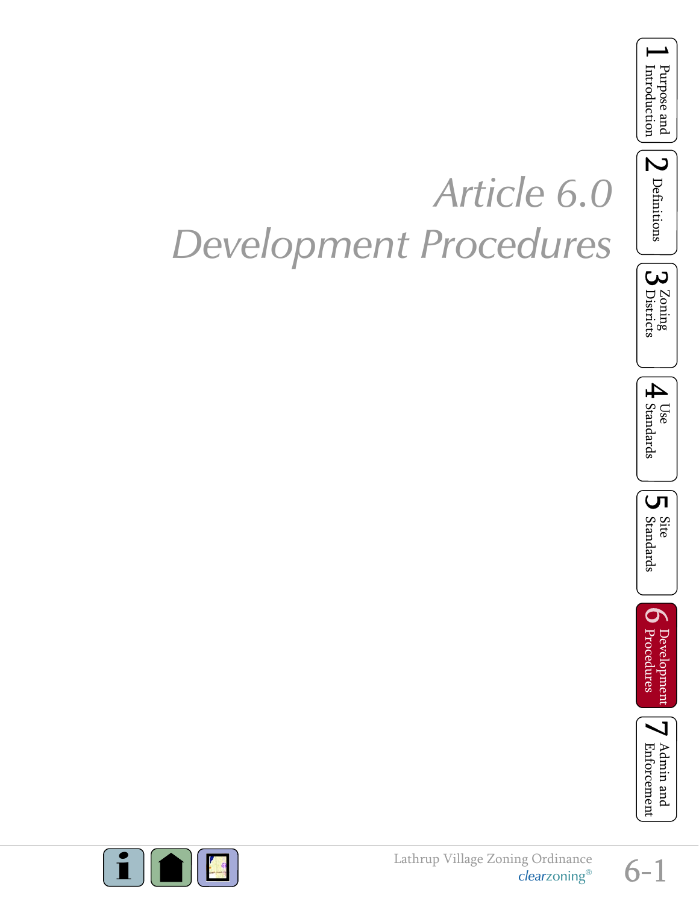# Article 6.0
# Development Procedures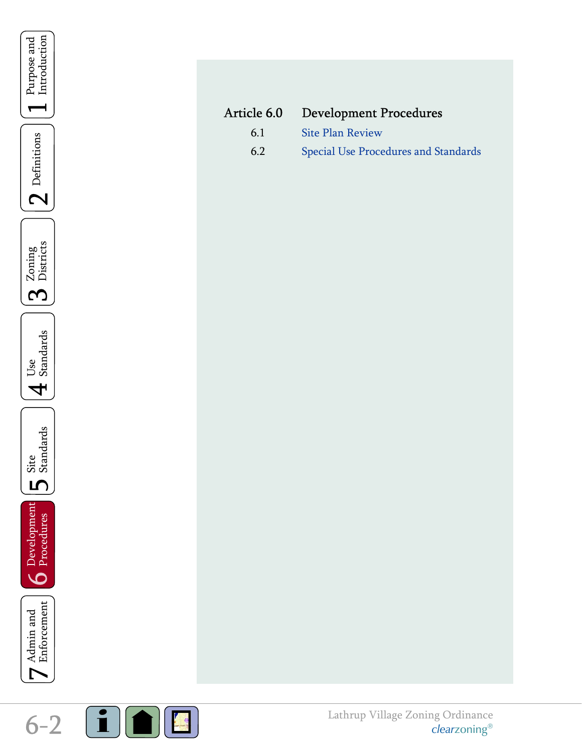# Article 6.0 Development Procedures

| | |
|---|---|
| 6.1 | Site Plan Review |
| 6.2 | Special Use Procedures and Standards |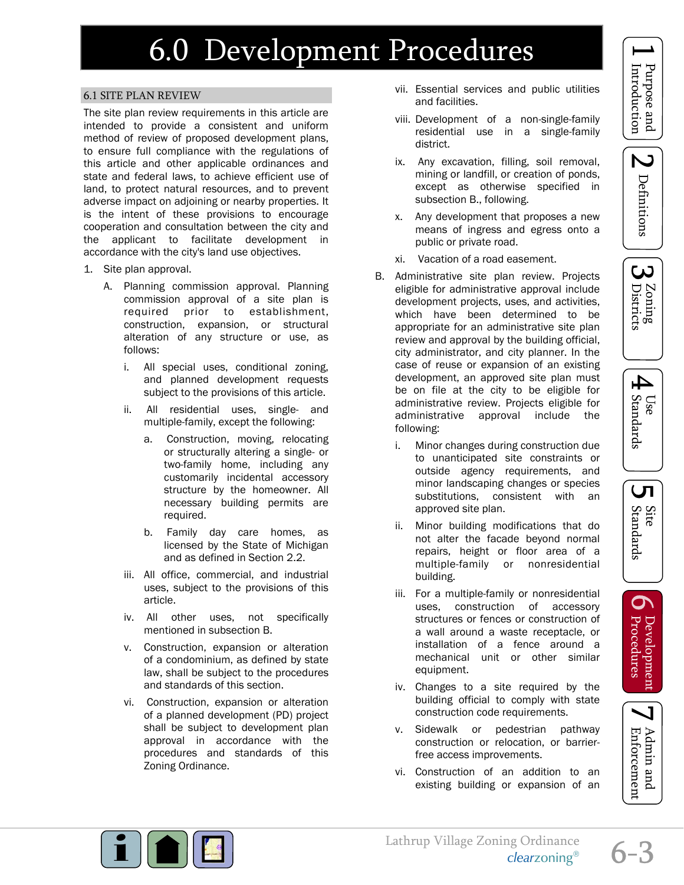# 6.0 Development Procedures

## 6.1 SITE PLAN REVIEW

The site plan review requirements in this article are intended to provide a consistent and uniform method of review of proposed development plans, to ensure full compliance with the regulations of this article and other applicable ordinances and state and federal laws, to achieve efficient use of land, to protect natural resources, and to prevent adverse impact on adjoining or nearby properties. It is the intent of these provisions to encourage cooperation and consultation between the city and the applicant to facilitate development in accordance with the city's land use objectives.

1. Site plan approval.
   - A. Planning commission approval. Planning commission approval of a site plan is required prior to establishment, construction, expansion, or structural alteration of any structure or use, as follows:
     - i. All special uses, conditional zoning, and planned development requests subject to the provisions of this article.
     - ii. All residential uses, single- and multiple-family, except the following:
       - a. Construction, moving, relocating or structurally altering a single- or two-family home, including any customarily incidental accessory structure by the homeowner. All necessary building permits are required.
       - b. Family day care homes, as licensed by the State of Michigan and as defined in Section 2.2.
     - iii. All office, commercial, and industrial uses, subject to the provisions of this article.
     - iv. All other uses, not specifically mentioned in subsection B.
     - v. Construction, expansion or alteration of a condominium, as defined by state law, shall be subject to the procedures and standards of this section.
     - vi. Construction, expansion or alteration of a planned development (PD) project shall be subject to development plan approval in accordance with the procedures and standards of this Zoning Ordinance.
     - vii. Essential services and public utilities and facilities.
     - viii. Development of a non-single-family residential use in a single-family district.
     - ix. Any excavation, filling, soil removal, mining or landfill, or creation of ponds, except as otherwise specified in subsection B., following.
     - x. Any development that proposes a new means of ingress and egress onto a public or private road.
     - xi. Vacation of a road easement.
   - B. Administrative site plan review. Projects eligible for administrative approval include development projects, uses, and activities, which have been determined to be appropriate for an administrative site plan review and approval by the building official, city administrator, and city planner. In the case of reuse or expansion of an existing development, an approved site plan must be on file at the city to be eligible for administrative review. Projects eligible for administrative approval include the following:
     - i. Minor changes during construction due to unanticipated site constraints or outside agency requirements, and minor landscaping changes or species substitutions, consistent with an approved site plan.
     - ii. Minor building modifications that do not alter the facade beyond normal repairs, height or floor area of a multiple-family or nonresidential building.
     - iii. For a multiple-family or nonresidential uses, construction of accessory structures or fences or construction of a wall around a waste receptacle, or installation of a fence around a mechanical unit or other similar equipment.
     - iv. Changes to a site required by the building official to comply with state construction code requirements.
     - v. Sidewalk or pedestrian pathway construction or relocation, or barrier-free access improvements.
     - vi. Construction of an addition to an existing building or expansion of an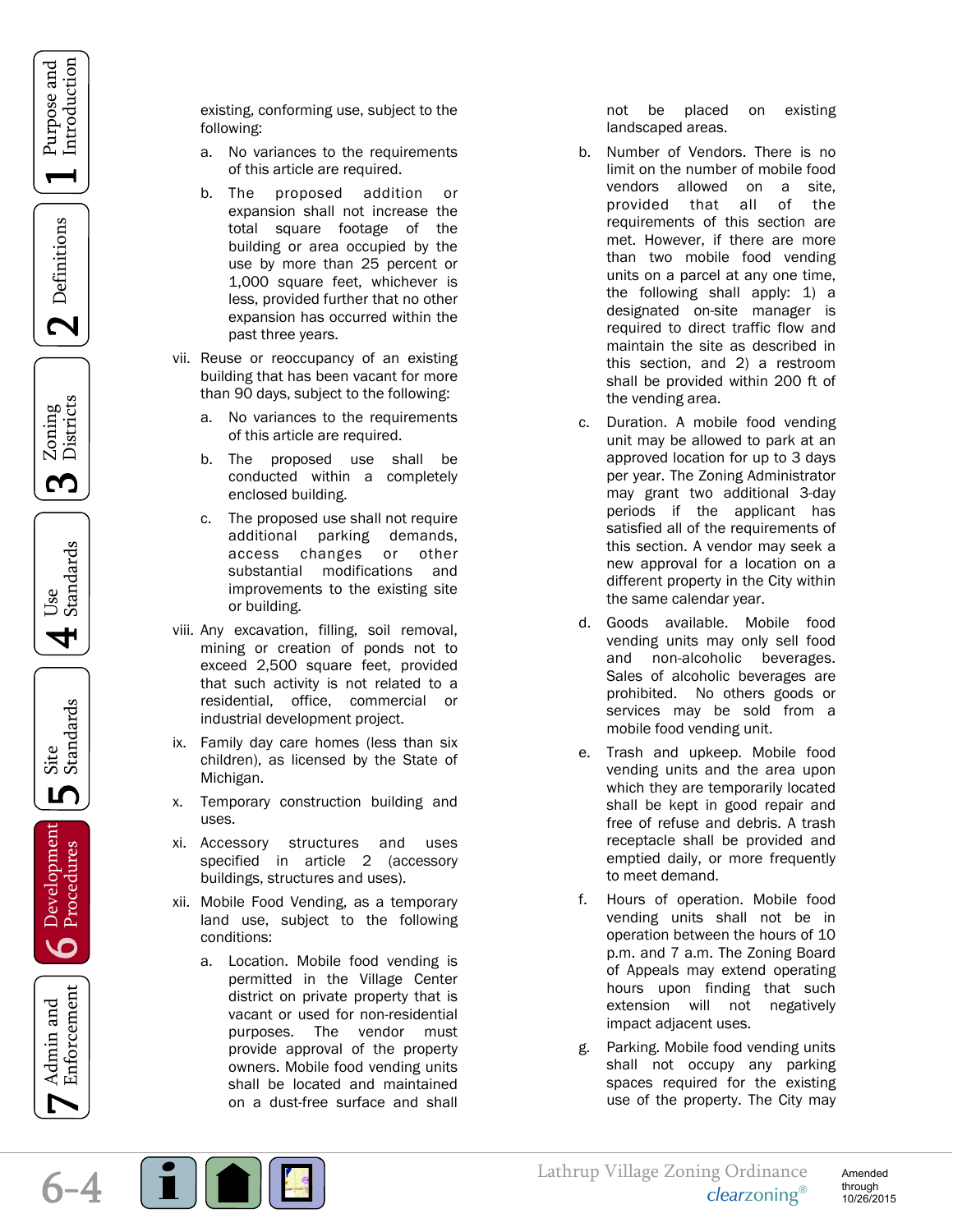existing, conforming use, subject to the following:

a. No variances to the requirements of this article are required.

b. The proposed addition or expansion shall not increase the total square footage of the building or area occupied by the use by more than 25 percent or 1,000 square feet, whichever is less, provided further that no other expansion has occurred within the past three years.

vii. Reuse or reoccupancy of an existing building that has been vacant for more than 90 days, subject to the following:

a. No variances to the requirements of this article are required.

b. The proposed use shall be conducted within a completely enclosed building.

c. The proposed use shall not require additional parking demands, access changes or other substantial modifications and improvements to the existing site or building.

viii. Any excavation, filling, soil removal, mining or creation of ponds not to exceed 2,500 square feet, provided that such activity is not related to a residential, office, commercial or industrial development project.

ix. Family day care homes (less than six children), as licensed by the State of Michigan.

x. Temporary construction building and uses.

xi. Accessory structures and uses specified in article 2 (accessory buildings, structures and uses).

xii. Mobile Food Vending, as a temporary land use, subject to the following conditions:

a. Location. Mobile food vending is permitted in the Village Center district on private property that is vacant or used for non-residential purposes. The vendor must provide approval of the property owners. Mobile food vending units shall be located and maintained on a dust-free surface and shall not be placed on existing landscaped areas.

b. Number of Vendors. There is no limit on the number of mobile food vendors allowed on a site, provided that all of the requirements of this section are met. However, if there are more than two mobile food vending units on a parcel at any one time, the following shall apply: 1) a designated on-site manager is required to direct traffic flow and maintain the site as described in this section, and 2) a restroom shall be provided within 200 ft of the vending area.

c. Duration. A mobile food vending unit may be allowed to park at an approved location for up to 3 days per year. The Zoning Administrator may grant two additional 3-day periods if the applicant has satisfied all of the requirements of this section. A vendor may seek a new approval for a location on a different property in the City within the same calendar year.

d. Goods available. Mobile food vending units may only sell food and non-alcoholic beverages. Sales of alcoholic beverages are prohibited. No others goods or services may be sold from a mobile food vending unit.

e. Trash and upkeep. Mobile food vending units and the area upon which they are temporarily located shall be kept in good repair and free of refuse and debris. A trash receptacle shall be provided and emptied daily, or more frequently to meet demand.

f. Hours of operation. Mobile food vending units shall not be in operation between the hours of 10 p.m. and 7 a.m. The Zoning Board of Appeals may extend operating hours upon finding that such extension will not negatively impact adjacent uses.

g. Parking. Mobile food vending units shall not occupy any parking spaces required for the existing use of the property. The City may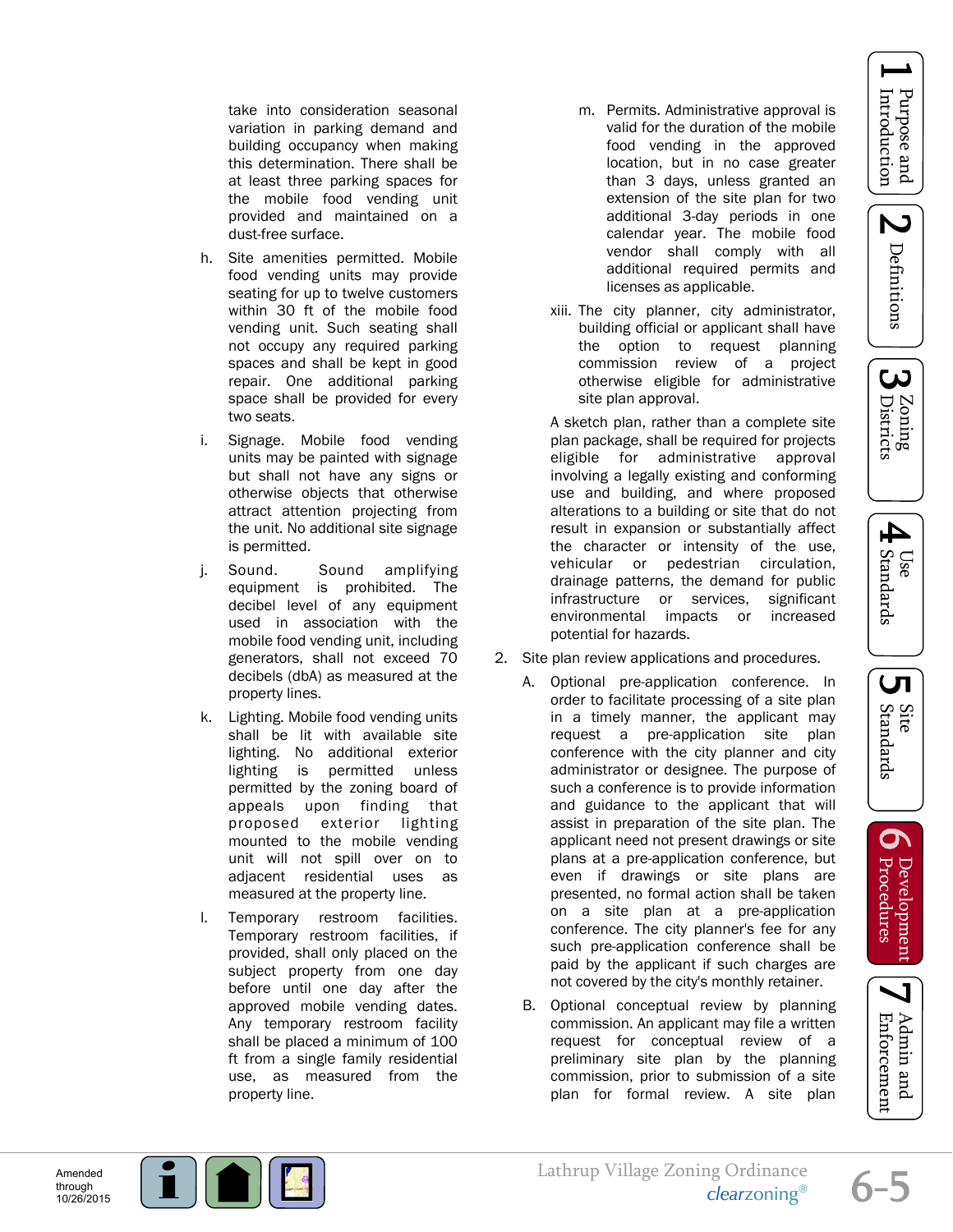take into consideration seasonal variation in parking demand and building occupancy when making this determination. There shall be at least three parking spaces for the mobile food vending unit provided and maintained on a dust-free surface.

h. Site amenities permitted. Mobile food vending units may provide seating for up to twelve customers within 30 ft of the mobile food vending unit. Such seating shall not occupy any required parking spaces and shall be kept in good repair. One additional parking space shall be provided for every two seats.

i. Signage. Mobile food vending units may be painted with signage but shall not have any signs or otherwise objects that otherwise attract attention projecting from the unit. No additional site signage is permitted.

j. Sound. Sound amplifying equipment is prohibited. The decibel level of any equipment used in association with the mobile food vending unit, including generators, shall not exceed 70 decibels (dbA) as measured at the property lines.

k. Lighting. Mobile food vending units shall be lit with available site lighting. No additional exterior lighting is permitted unless permitted by the zoning board of appeals upon finding that proposed exterior lighting mounted to the mobile vending unit will not spill over on to adjacent residential uses as measured at the property line.

l. Temporary restroom facilities. Temporary restroom facilities, if provided, shall only placed on the subject property from one day before until one day after the approved mobile vending dates. Any temporary restroom facility shall be placed a minimum of 100 ft from a single family residential use, as measured from the property line.

m. Permits. Administrative approval is valid for the duration of the mobile food vending in the approved location, but in no case greater than 3 days, unless granted an extension of the site plan for two additional 3-day periods in one calendar year. The mobile food vendor shall comply with all additional required permits and licenses as applicable.

xiii. The city planner, city administrator, building official or applicant shall have the option to request planning commission review of a project otherwise eligible for administrative site plan approval.

A sketch plan, rather than a complete site plan package, shall be required for projects eligible for administrative approval involving a legally existing and conforming use and building, and where proposed alterations to a building or site that do not result in expansion or substantially affect the character or intensity of the use, vehicular or pedestrian circulation, drainage patterns, the demand for public infrastructure or services, significant environmental impacts or increased potential for hazards.

2. Site plan review applications and procedures.

   A. Optional pre-application conference. In order to facilitate processing of a site plan in a timely manner, the applicant may request a pre-application site plan conference with the city planner and city administrator or designee. The purpose of such a conference is to provide information and guidance to the applicant that will assist in preparation of the site plan. The applicant need not present drawings or site plans at a pre-application conference, but even if drawings or site plans are presented, no formal action shall be taken on a site plan at a pre-application conference. The city planner's fee for any such pre-application conference shall be paid by the applicant if such charges are not covered by the city's monthly retainer.

   B. Optional conceptual review by planning commission. An applicant may file a written request for conceptual review of a preliminary site plan by the planning commission, prior to submission of a site plan for formal review. A site plan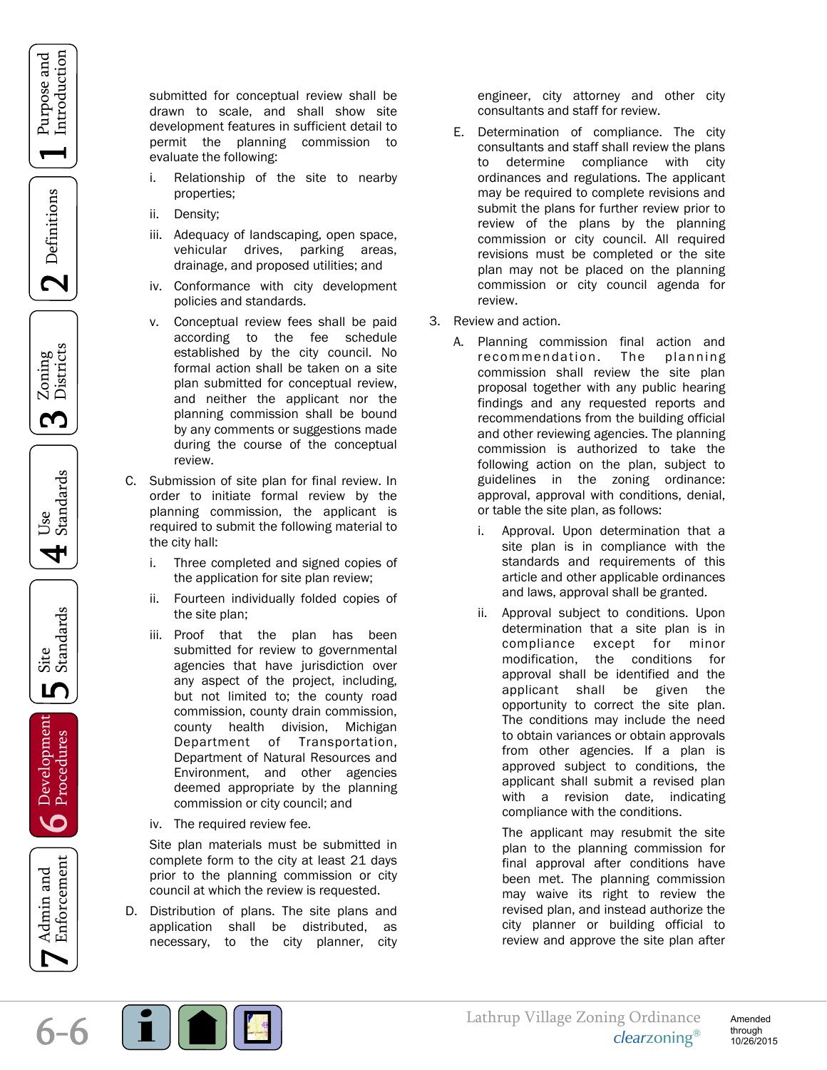submitted for conceptual review shall be drawn to scale, and shall show site development features in sufficient detail to permit the planning commission to evaluate the following:

i. Relationship of the site to nearby properties;

ii. Density;

iii. Adequacy of landscaping, open space, vehicular drives, parking areas, drainage, and proposed utilities; and

iv. Conformance with city development policies and standards.

v. Conceptual review fees shall be paid according to the fee schedule established by the city council. No formal action shall be taken on a site plan submitted for conceptual review, and neither the applicant nor the planning commission shall be bound by any comments or suggestions made during the course of the conceptual review.

C. Submission of site plan for final review. In order to initiate formal review by the planning commission, the applicant is required to submit the following material to the city hall:

i. Three completed and signed copies of the application for site plan review;

ii. Fourteen individually folded copies of the site plan;

iii. Proof that the plan has been submitted for review to governmental agencies that have jurisdiction over any aspect of the project, including, but not limited to; the county road commission, county drain commission, county health division, Michigan Department of Transportation, Department of Natural Resources and Environment, and other agencies deemed appropriate by the planning commission or city council; and

iv. The required review fee.

Site plan materials must be submitted in complete form to the city at least 21 days prior to the planning commission or city council at which the review is requested.

D. Distribution of plans. The site plans and application shall be distributed, as necessary, to the city planner, city engineer, city attorney and other city consultants and staff for review.

E. Determination of compliance. The city consultants and staff shall review the plans to determine compliance with city ordinances and regulations. The applicant may be required to complete revisions and submit the plans for further review prior to review of the plans by the planning commission or city council. All required revisions must be completed or the site plan may not be placed on the planning commission or city council agenda for review.

3. Review and action.

A. Planning commission final action and recommendation. The planning commission shall review the site plan proposal together with any public hearing findings and any requested reports and recommendations from the building official and other reviewing agencies. The planning commission is authorized to take the following action on the plan, subject to guidelines in the zoning ordinance: approval, approval with conditions, denial, or table the site plan, as follows:

i. Approval. Upon determination that a site plan is in compliance with the standards and requirements of this article and other applicable ordinances and laws, approval shall be granted.

ii. Approval subject to conditions. Upon determination that a site plan is in compliance except for minor modification, the conditions for approval shall be identified and the applicant shall be given the opportunity to correct the site plan. The conditions may include the need to obtain variances or obtain approvals from other agencies. If a plan is approved subject to conditions, the applicant shall submit a revised plan with a revision date, indicating compliance with the conditions.

The applicant may resubmit the site plan to the planning commission for final approval after conditions have been met. The planning commission may waive its right to review the revised plan, and instead authorize the city planner or building official to review and approve the site plan after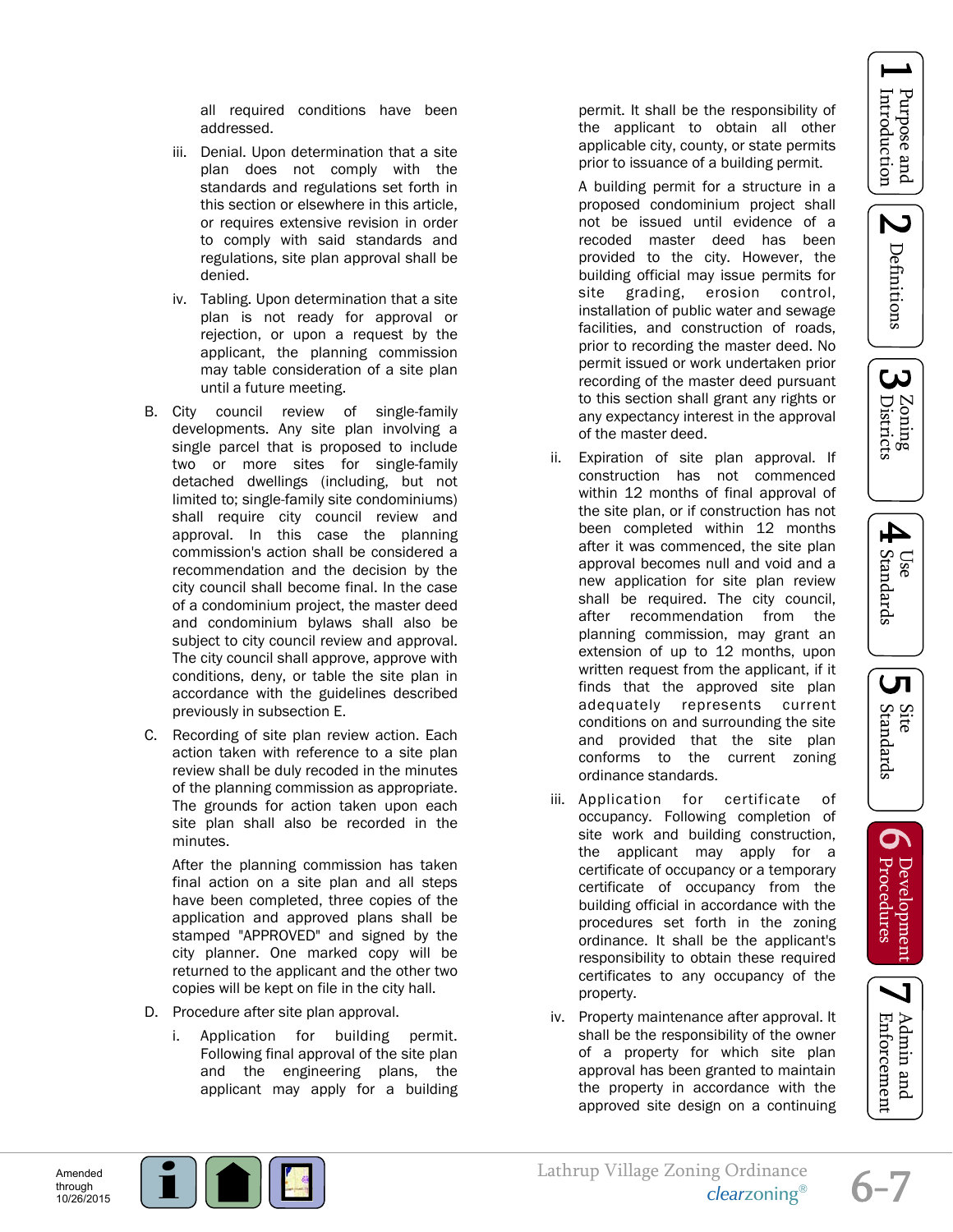all required conditions have been addressed.

iii. Denial. Upon determination that a site plan does not comply with the standards and regulations set forth in this section or elsewhere in this article, or requires extensive revision in order to comply with said standards and regulations, site plan approval shall be denied.

iv. Tabling. Upon determination that a site plan is not ready for approval or rejection, or upon a request by the applicant, the planning commission may table consideration of a site plan until a future meeting.

B. City council review of single-family developments. Any site plan involving a single parcel that is proposed to include two or more sites for single-family detached dwellings (including, but not limited to; single-family site condominiums) shall require city council review and approval. In this case the planning commission's action shall be considered a recommendation and the decision by the city council shall become final. In the case of a condominium project, the master deed and condominium bylaws shall also be subject to city council review and approval. The city council shall approve, approve with conditions, deny, or table the site plan in accordance with the guidelines described previously in subsection E.

C. Recording of site plan review action. Each action taken with reference to a site plan review shall be duly recoded in the minutes of the planning commission as appropriate. The grounds for action taken upon each site plan shall also be recorded in the minutes.

After the planning commission has taken final action on a site plan and all steps have been completed, three copies of the application and approved plans shall be stamped "APPROVED" and signed by the city planner. One marked copy will be returned to the applicant and the other two copies will be kept on file in the city hall.

D. Procedure after site plan approval.

i. Application for building permit. Following final approval of the site plan and the engineering plans, the applicant may apply for a building permit. It shall be the responsibility of the applicant to obtain all other applicable city, county, or state permits prior to issuance of a building permit.

A building permit for a structure in a proposed condominium project shall not be issued until evidence of a recoded master deed has been provided to the city. However, the building official may issue permits for site grading, erosion control, installation of public water and sewage facilities, and construction of roads, prior to recording the master deed. No permit issued or work undertaken prior recording of the master deed pursuant to this section shall grant any rights or any expectancy interest in the approval of the master deed.

ii. Expiration of site plan approval. If construction has not commenced within 12 months of final approval of the site plan, or if construction has not been completed within 12 months after it was commenced, the site plan approval becomes null and void and a new application for site plan review shall be required. The city council, after recommendation from the planning commission, may grant an extension of up to 12 months, upon written request from the applicant, if it finds that the approved site plan adequately represents current conditions on and surrounding the site and provided that the site plan conforms to the current zoning ordinance standards.

iii. Application for certificate of occupancy. Following completion of site work and building construction, the applicant may apply for a certificate of occupancy or a temporary certificate of occupancy from the building official in accordance with the procedures set forth in the zoning ordinance. It shall be the applicant's responsibility to obtain these required certificates to any occupancy of the property.

iv. Property maintenance after approval. It shall be the responsibility of the owner of a property for which site plan approval has been granted to maintain the property in accordance with the approved site design on a continuing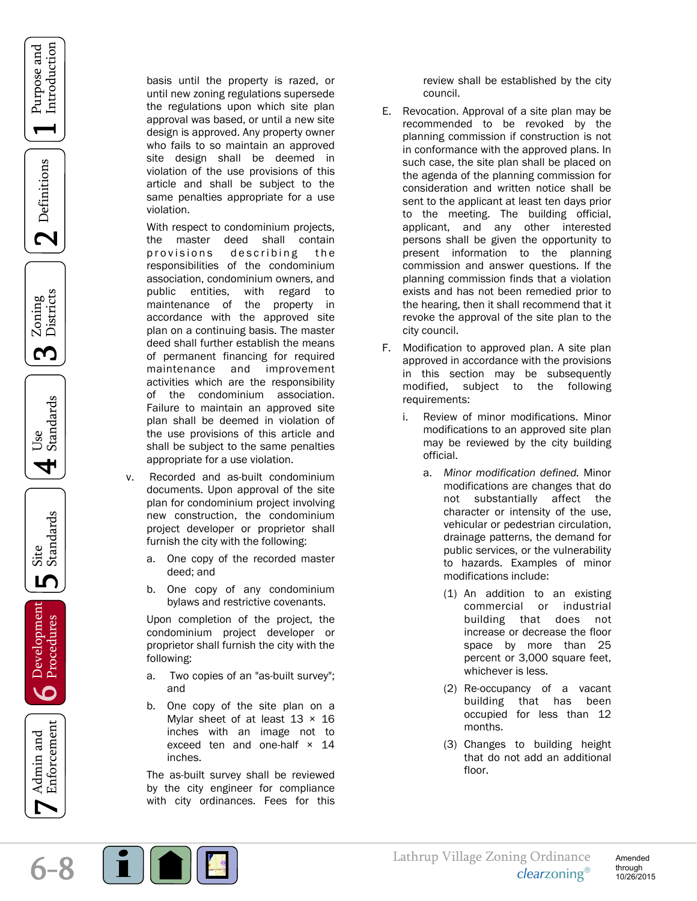basis until the property is razed, or until new zoning regulations supersede the regulations upon which site plan approval was based, or until a new site design is approved. Any property owner who fails to so maintain an approved site design shall be deemed in violation of the use provisions of this article and shall be subject to the same penalties appropriate for a use violation.

With respect to condominium projects, the master deed shall contain provisions describing the responsibilities of the condominium association, condominium owners, and public entities, with regard to maintenance of the property in accordance with the approved site plan on a continuing basis. The master deed shall further establish the means of permanent financing for required maintenance and improvement activities which are the responsibility of the condominium association. Failure to maintain an approved site plan shall be deemed in violation of the use provisions of this article and shall be subject to the same penalties appropriate for a use violation.

v. Recorded and as-built condominium documents. Upon approval of the site plan for condominium project involving new construction, the condominium project developer or proprietor shall furnish the city with the following:

   a. One copy of the recorded master deed; and

   b. One copy of any condominium bylaws and restrictive covenants.

   Upon completion of the project, the condominium project developer or proprietor shall furnish the city with the following:

   a. Two copies of an "as-built survey"; and

   b. One copy of the site plan on a Mylar sheet of at least 13 × 16 inches with an image not to exceed ten and one-half × 14 inches.

   The as-built survey shall be reviewed by the city engineer for compliance with city ordinances. Fees for this review shall be established by the city council.

E. Revocation. Approval of a site plan may be recommended to be revoked by the planning commission if construction is not in conformance with the approved plans. In such case, the site plan shall be placed on the agenda of the planning commission for consideration and written notice shall be sent to the applicant at least ten days prior to the meeting. The building official, applicant, and any other interested persons shall be given the opportunity to present information to the planning commission and answer questions. If the planning commission finds that a violation exists and has not been remedied prior to the hearing, then it shall recommend that it revoke the approval of the site plan to the city council.

F. Modification to approved plan. A site plan approved in accordance with the provisions in this section may be subsequently modified, subject to the following requirements:

   i. Review of minor modifications. Minor modifications to an approved site plan may be reviewed by the city building official.

      a. *Minor modification defined.* Minor modifications are changes that do not substantially affect the character or intensity of the use, vehicular or pedestrian circulation, drainage patterns, the demand for public services, or the vulnerability to hazards. Examples of minor modifications include:

         (1) An addition to an existing commercial or industrial building that does not increase or decrease the floor space by more than 25 percent or 3,000 square feet, whichever is less.

         (2) Re-occupancy of a vacant building that has been occupied for less than 12 months.

         (3) Changes to building height that do not add an additional floor.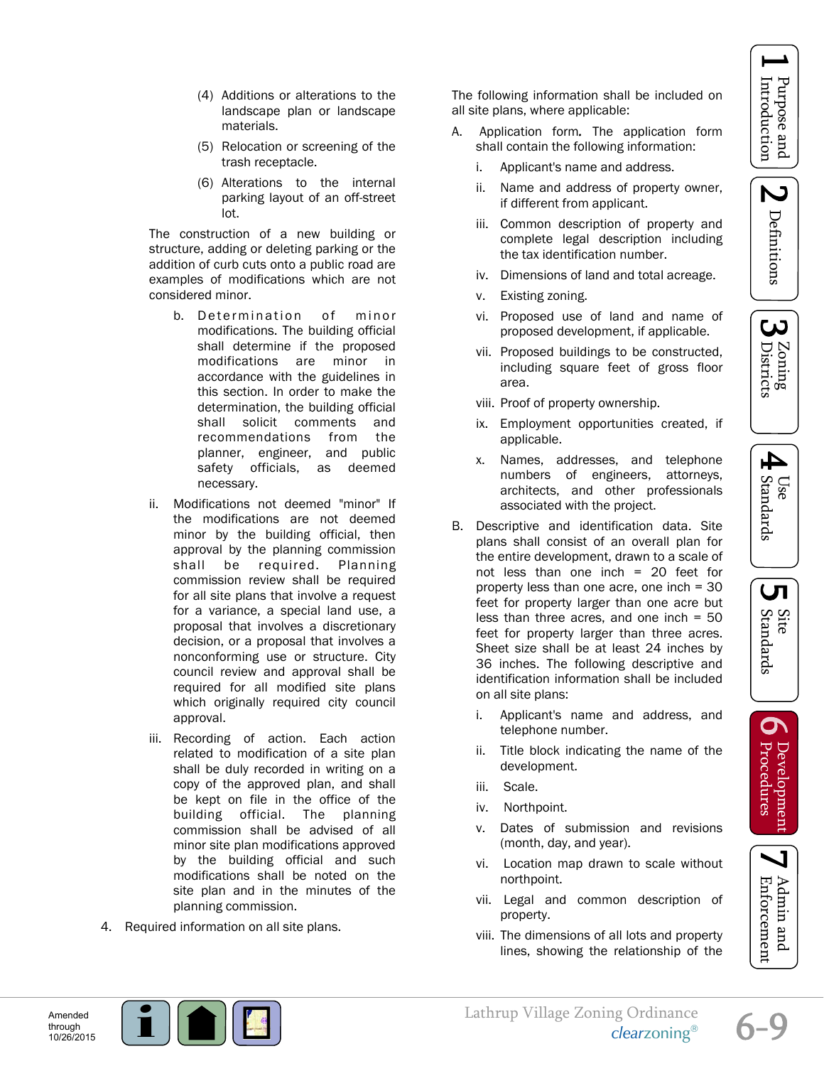(4) Additions or alterations to the landscape plan or landscape materials.

(5) Relocation or screening of the trash receptacle.

(6) Alterations to the internal parking layout of an off-street lot.

The construction of a new building or structure, adding or deleting parking or the addition of curb cuts onto a public road are examples of modifications which are not considered minor.

b. Determination of minor modifications. The building official shall determine if the proposed modifications are minor in accordance with the guidelines in this section. In order to make the determination, the building official shall solicit comments and recommendations from the planner, engineer, and public safety officials, as deemed necessary.

ii. Modifications not deemed "minor" If the modifications are not deemed minor by the building official, then approval by the planning commission shall be required. Planning commission review shall be required for all site plans that involve a request for a variance, a special land use, a proposal that involves a discretionary decision, or a proposal that involves a nonconforming use or structure. City council review and approval shall be required for all modified site plans which originally required city council approval.

iii. Recording of action. Each action related to modification of a site plan shall be duly recorded in writing on a copy of the approved plan, and shall be kept on file in the office of the building official. The planning commission shall be advised of all minor site plan modifications approved by the building official and such modifications shall be noted on the site plan and in the minutes of the planning commission.

4. Required information on all site plans.

The following information shall be included on all site plans, where applicable:

A. Application form**.** The application form shall contain the following information:

i. Applicant's name and address.

ii. Name and address of property owner, if different from applicant.

iii. Common description of property and complete legal description including the tax identification number.

iv. Dimensions of land and total acreage.

v. Existing zoning.

vi. Proposed use of land and name of proposed development, if applicable.

vii. Proposed buildings to be constructed, including square feet of gross floor area.

viii. Proof of property ownership.

ix. Employment opportunities created, if applicable.

x. Names, addresses, and telephone numbers of engineers, attorneys, architects, and other professionals associated with the project.

B. Descriptive and identification data. Site plans shall consist of an overall plan for the entire development, drawn to a scale of not less than one inch = 20 feet for property less than one acre, one inch = 30 feet for property larger than one acre but less than three acres, and one inch = 50 feet for property larger than three acres. Sheet size shall be at least 24 inches by 36 inches. The following descriptive and identification information shall be included on all site plans:

i. Applicant's name and address, and telephone number.

ii. Title block indicating the name of the development.

iii. Scale.

iv. Northpoint.

v. Dates of submission and revisions (month, day, and year).

vi. Location map drawn to scale without northpoint.

vii. Legal and common description of property.

viii. The dimensions of all lots and property lines, showing the relationship of the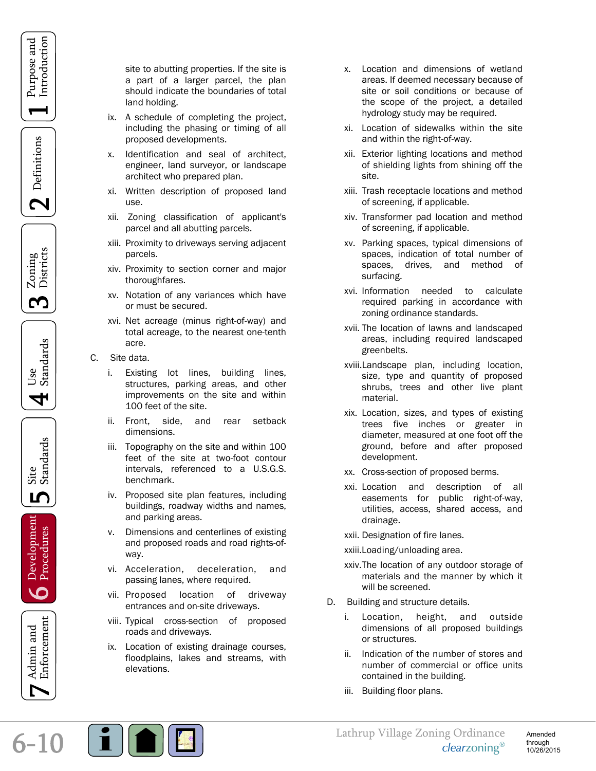site to abutting properties. If the site is a part of a larger parcel, the plan should indicate the boundaries of total land holding.

ix. A schedule of completing the project, including the phasing or timing of all proposed developments.

x. Identification and seal of architect, engineer, land surveyor, or landscape architect who prepared plan.

xi. Written description of proposed land use.

xii. Zoning classification of applicant's parcel and all abutting parcels.

xiii. Proximity to driveways serving adjacent parcels.

xiv. Proximity to section corner and major thoroughfares.

xv. Notation of any variances which have or must be secured.

xvi. Net acreage (minus right-of-way) and total acreage, to the nearest one-tenth acre.

C. Site data.

i. Existing lot lines, building lines, structures, parking areas, and other improvements on the site and within 100 feet of the site.

ii. Front, side, and rear setback dimensions.

iii. Topography on the site and within 100 feet of the site at two-foot contour intervals, referenced to a U.S.G.S. benchmark.

iv. Proposed site plan features, including buildings, roadway widths and names, and parking areas.

v. Dimensions and centerlines of existing and proposed roads and road rights-of-way.

vi. Acceleration, deceleration, and passing lanes, where required.

vii. Proposed location of driveway entrances and on-site driveways.

viii. Typical cross-section of proposed roads and driveways.

ix. Location of existing drainage courses, floodplains, lakes and streams, with elevations.

x. Location and dimensions of wetland areas. If deemed necessary because of site or soil conditions or because of the scope of the project, a detailed hydrology study may be required.

xi. Location of sidewalks within the site and within the right-of-way.

xii. Exterior lighting locations and method of shielding lights from shining off the site.

xiii. Trash receptacle locations and method of screening, if applicable.

xiv. Transformer pad location and method of screening, if applicable.

xv. Parking spaces, typical dimensions of spaces, indication of total number of spaces, drives, and method of surfacing.

xvi. Information needed to calculate required parking in accordance with zoning ordinance standards.

xvii. The location of lawns and landscaped areas, including required landscaped greenbelts.

xviii. Landscape plan, including location, size, type and quantity of proposed shrubs, trees and other live plant material.

xix. Location, sizes, and types of existing trees five inches or greater in diameter, measured at one foot off the ground, before and after proposed development.

xx. Cross-section of proposed berms.

xxi. Location and description of all easements for public right-of-way, utilities, access, shared access, and drainage.

xxii. Designation of fire lanes.

xxiii. Loading/unloading area.

xxiv. The location of any outdoor storage of materials and the manner by which it will be screened.

D. Building and structure details.

i. Location, height, and outside dimensions of all proposed buildings or structures.

ii. Indication of the number of stores and number of commercial or office units contained in the building.

iii. Building floor plans.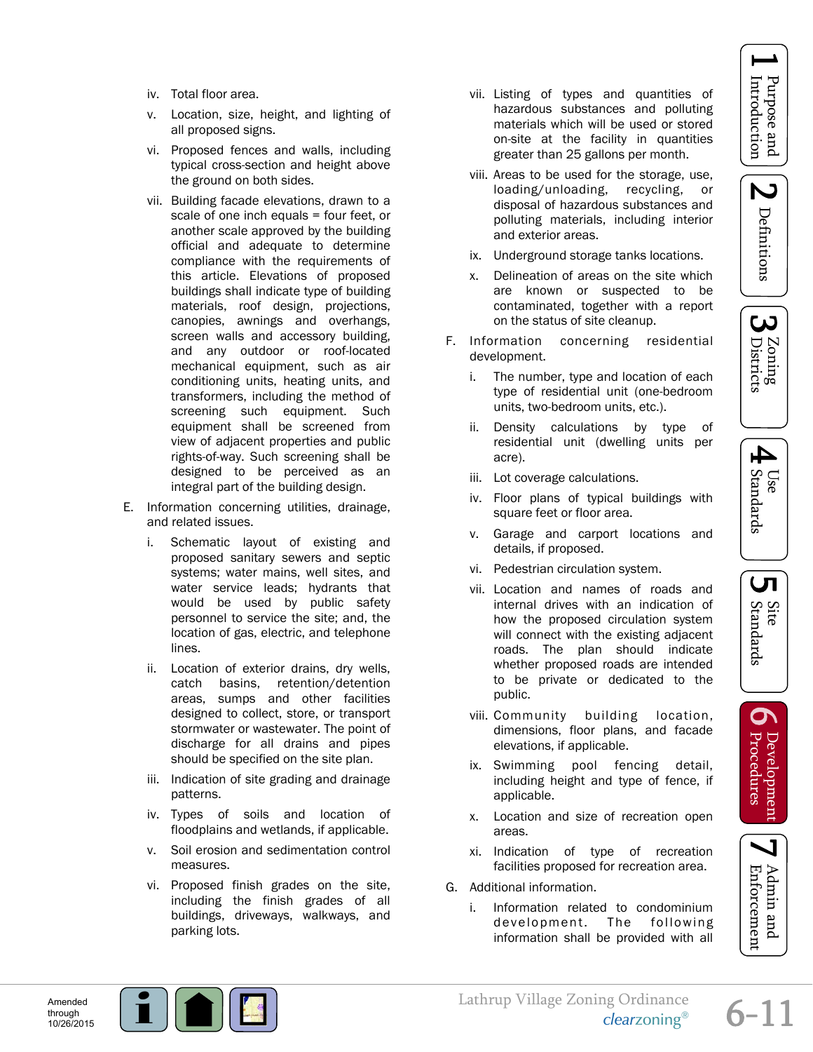iv. Total floor area.

v. Location, size, height, and lighting of all proposed signs.

vi. Proposed fences and walls, including typical cross-section and height above the ground on both sides.

vii. Building facade elevations, drawn to a scale of one inch equals = four feet, or another scale approved by the building official and adequate to determine compliance with the requirements of this article. Elevations of proposed buildings shall indicate type of building materials, roof design, projections, canopies, awnings and overhangs, screen walls and accessory building, and any outdoor or roof-located mechanical equipment, such as air conditioning units, heating units, and transformers, including the method of screening such equipment. Such equipment shall be screened from view of adjacent properties and public rights-of-way. Such screening shall be designed to be perceived as an integral part of the building design.

E. Information concerning utilities, drainage, and related issues.

i. Schematic layout of existing and proposed sanitary sewers and septic systems; water mains, well sites, and water service leads; hydrants that would be used by public safety personnel to service the site; and, the location of gas, electric, and telephone lines.

ii. Location of exterior drains, dry wells, catch basins, retention/detention areas, sumps and other facilities designed to collect, store, or transport stormwater or wastewater. The point of discharge for all drains and pipes should be specified on the site plan.

iii. Indication of site grading and drainage patterns.

iv. Types of soils and location of floodplains and wetlands, if applicable.

v. Soil erosion and sedimentation control measures.

vi. Proposed finish grades on the site, including the finish grades of all buildings, driveways, walkways, and parking lots.

vii. Listing of types and quantities of hazardous substances and polluting materials which will be used or stored on-site at the facility in quantities greater than 25 gallons per month.

viii. Areas to be used for the storage, use, loading/unloading, recycling, or disposal of hazardous substances and polluting materials, including interior and exterior areas.

ix. Underground storage tanks locations.

x. Delineation of areas on the site which are known or suspected to be contaminated, together with a report on the status of site cleanup.

F. Information concerning residential development.

i. The number, type and location of each type of residential unit (one-bedroom units, two-bedroom units, etc.).

ii. Density calculations by type of residential unit (dwelling units per acre).

iii. Lot coverage calculations.

iv. Floor plans of typical buildings with square feet or floor area.

v. Garage and carport locations and details, if proposed.

vi. Pedestrian circulation system.

vii. Location and names of roads and internal drives with an indication of how the proposed circulation system will connect with the existing adjacent roads. The plan should indicate whether proposed roads are intended to be private or dedicated to the public.

viii. Community building location, dimensions, floor plans, and facade elevations, if applicable.

ix. Swimming pool fencing detail, including height and type of fence, if applicable.

x. Location and size of recreation open areas.

xi. Indication of type of recreation facilities proposed for recreation area.

G. Additional information.

i. Information related to condominium development. The following information shall be provided with all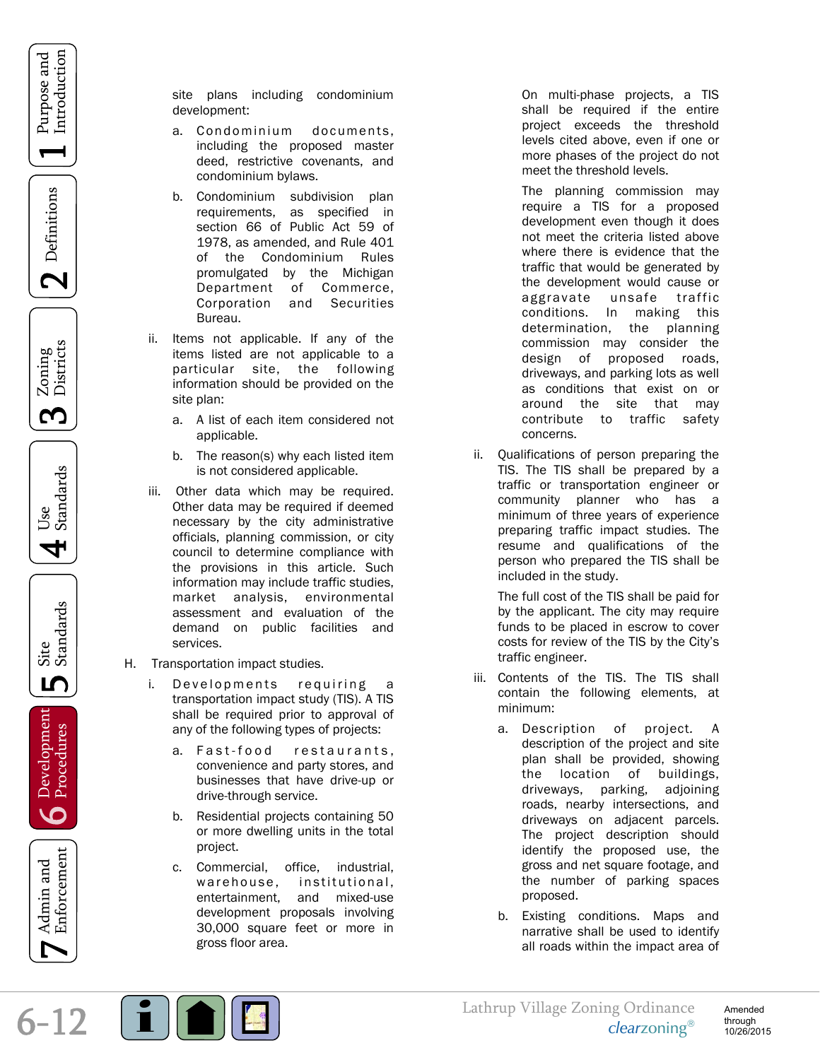site plans including condominium development:

a. Condominium documents, including the proposed master deed, restrictive covenants, and condominium bylaws.

b. Condominium subdivision plan requirements, as specified in section 66 of Public Act 59 of 1978, as amended, and Rule 401 of the Condominium Rules promulgated by the Michigan Department of Commerce, Corporation and Securities Bureau.

ii. Items not applicable. If any of the items listed are not applicable to a particular site, the following information should be provided on the site plan:

a. A list of each item considered not applicable.

b. The reason(s) why each listed item is not considered applicable.

iii. Other data which may be required. Other data may be required if deemed necessary by the city administrative officials, planning commission, or city council to determine compliance with the provisions in this article. Such information may include traffic studies, market analysis, environmental assessment and evaluation of the demand on public facilities and services.

H. Transportation impact studies.

i. Developments requiring a transportation impact study (TIS). A TIS shall be required prior to approval of any of the following types of projects:

a. Fast-food restaurants, convenience and party stores, and businesses that have drive-up or drive-through service.

b. Residential projects containing 50 or more dwelling units in the total project.

c. Commercial, office, industrial, warehouse, institutional, entertainment, and mixed-use development proposals involving 30,000 square feet or more in gross floor area.

On multi-phase projects, a TIS shall be required if the entire project exceeds the threshold levels cited above, even if one or more phases of the project do not meet the threshold levels.

The planning commission may require a TIS for a proposed development even though it does not meet the criteria listed above where there is evidence that the traffic that would be generated by the development would cause or aggravate unsafe traffic conditions. In making this determination, the planning commission may consider the design of proposed roads, driveways, and parking lots as well as conditions that exist on or around the site that may contribute to traffic safety concerns.

ii. Qualifications of person preparing the TIS. The TIS shall be prepared by a traffic or transportation engineer or community planner who has a minimum of three years of experience preparing traffic impact studies. The resume and qualifications of the person who prepared the TIS shall be included in the study.

The full cost of the TIS shall be paid for by the applicant. The city may require funds to be placed in escrow to cover costs for review of the TIS by the City's traffic engineer.

iii. Contents of the TIS. The TIS shall contain the following elements, at minimum:

a. Description of project. A description of the project and site plan shall be provided, showing the location of buildings, driveways, parking, adjoining roads, nearby intersections, and driveways on adjacent parcels. The project description should identify the proposed use, the gross and net square footage, and the number of parking spaces proposed.

b. Existing conditions. Maps and narrative shall be used to identify all roads within the impact area of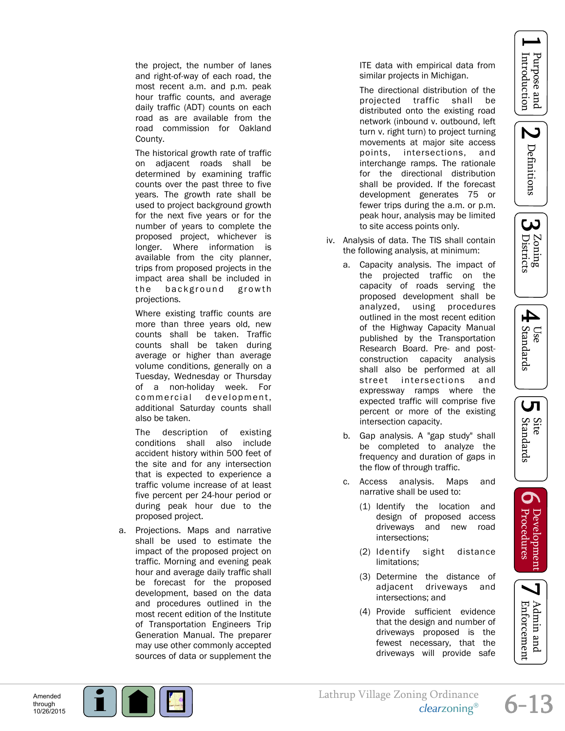the project, the number of lanes and right-of-way of each road, the most recent a.m. and p.m. peak hour traffic counts, and average daily traffic (ADT) counts on each road as are available from the road commission for Oakland County.

The historical growth rate of traffic on adjacent roads shall be determined by examining traffic counts over the past three to five years. The growth rate shall be used to project background growth for the next five years or for the number of years to complete the proposed project, whichever is longer. Where information is available from the city planner, trips from proposed projects in the impact area shall be included in the background growth projections.

Where existing traffic counts are more than three years old, new counts shall be taken. Traffic counts shall be taken during average or higher than average volume conditions, generally on a Tuesday, Wednesday or Thursday of a non-holiday week. For commercial development, additional Saturday counts shall also be taken.

The description of existing conditions shall also include accident history within 500 feet of the site and for any intersection that is expected to experience a traffic volume increase of at least five percent per 24-hour period or during peak hour due to the proposed project.

a. Projections. Maps and narrative shall be used to estimate the impact of the proposed project on traffic. Morning and evening peak hour and average daily traffic shall be forecast for the proposed development, based on the data and procedures outlined in the most recent edition of the Institute of Transportation Engineers Trip Generation Manual. The preparer may use other commonly accepted sources of data or supplement the ITE data with empirical data from similar projects in Michigan.

   The directional distribution of the projected traffic shall be distributed onto the existing road network (inbound v. outbound, left turn v. right turn) to project turning movements at major site access points, intersections, and interchange ramps. The rationale for the directional distribution shall be provided. If the forecast development generates 75 or fewer trips during the a.m. or p.m. peak hour, analysis may be limited to site access points only.

iv. Analysis of data. The TIS shall contain the following analysis, at minimum:

   a. Capacity analysis. The impact of the projected traffic on the capacity of roads serving the proposed development shall be analyzed, using procedures outlined in the most recent edition of the Highway Capacity Manual published by the Transportation Research Board. Pre- and post-construction capacity analysis shall also be performed at all street intersections and expressway ramps where the expected traffic will comprise five percent or more of the existing intersection capacity.

   b. Gap analysis. A "gap study" shall be completed to analyze the frequency and duration of gaps in the flow of through traffic.

   c. Access analysis. Maps and narrative shall be used to:

      (1) Identify the location and design of proposed access driveways and new road intersections;

      (2) Identify sight distance limitations;

      (3) Determine the distance of adjacent driveways and intersections; and

      (4) Provide sufficient evidence that the design and number of driveways proposed is the fewest necessary, that the driveways will provide safe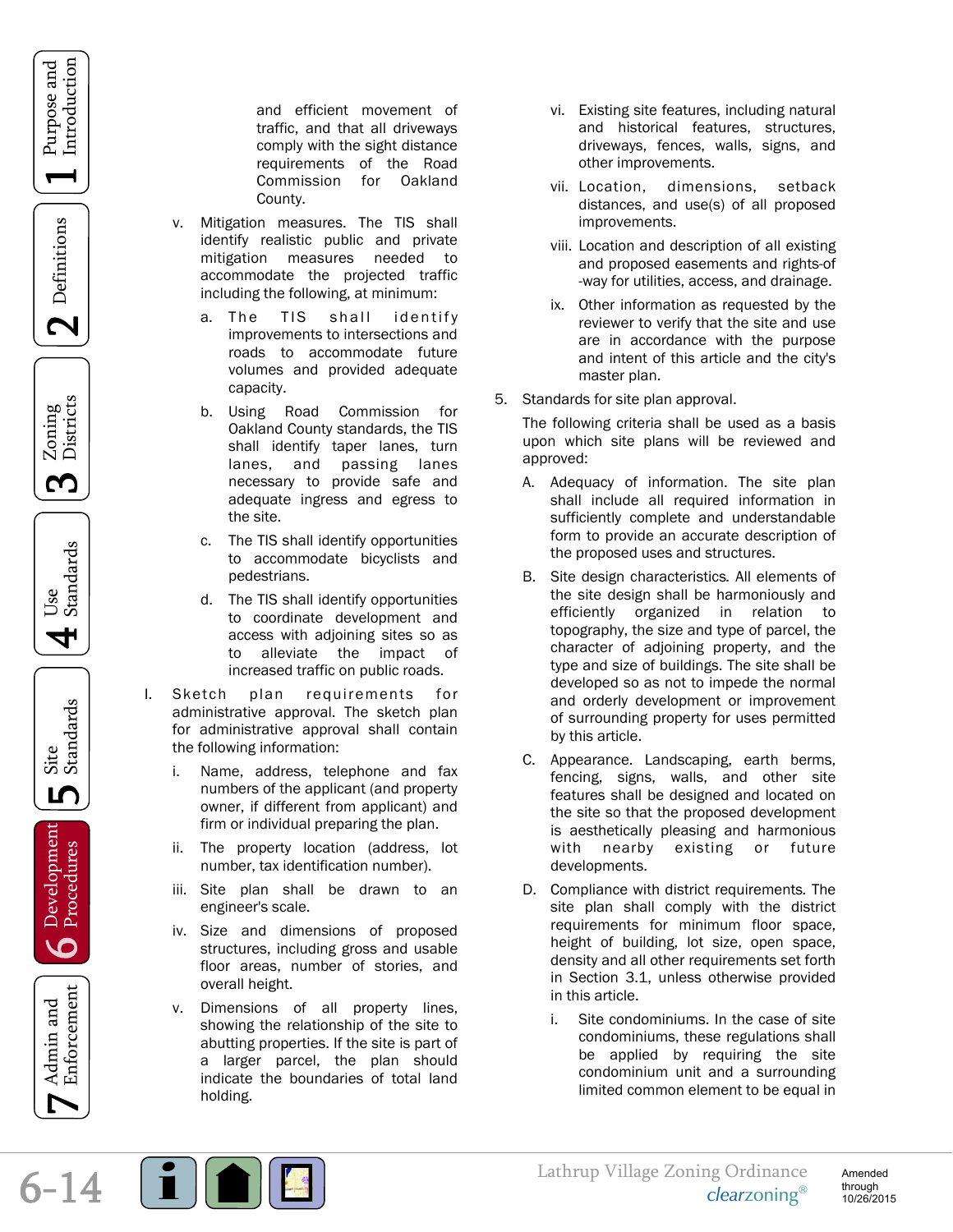and efficient movement of traffic, and that all driveways comply with the sight distance requirements of the Road Commission for Oakland County.

v. Mitigation measures. The TIS shall identify realistic public and private mitigation measures needed to accommodate the projected traffic including the following, at minimum:

a. The TIS shall identify improvements to intersections and roads to accommodate future volumes and provided adequate capacity.

b. Using Road Commission for Oakland County standards, the TIS shall identify taper lanes, turn lanes, and passing lanes necessary to provide safe and adequate ingress and egress to the site.

c. The TIS shall identify opportunities to accommodate bicyclists and pedestrians.

d. The TIS shall identify opportunities to coordinate development and access with adjoining sites so as to alleviate the impact of increased traffic on public roads.

I. Sketch plan requirements for administrative approval. The sketch plan for administrative approval shall contain the following information:

i. Name, address, telephone and fax numbers of the applicant (and property owner, if different from applicant) and firm or individual preparing the plan.

ii. The property location (address, lot number, tax identification number).

iii. Site plan shall be drawn to an engineer's scale.

iv. Size and dimensions of proposed structures, including gross and usable floor areas, number of stories, and overall height.

v. Dimensions of all property lines, showing the relationship of the site to abutting properties. If the site is part of a larger parcel, the plan should indicate the boundaries of total land holding.

vi. Existing site features, including natural and historical features, structures, driveways, fences, walls, signs, and other improvements.

vii. Location, dimensions, setback distances, and use(s) of all proposed improvements.

viii. Location and description of all existing and proposed easements and rights-of -way for utilities, access, and drainage.

ix. Other information as requested by the reviewer to verify that the site and use are in accordance with the purpose and intent of this article and the city's master plan.

5. Standards for site plan approval.

The following criteria shall be used as a basis upon which site plans will be reviewed and approved:

A. Adequacy of information. The site plan shall include all required information in sufficiently complete and understandable form to provide an accurate description of the proposed uses and structures.

B. Site design characteristics. All elements of the site design shall be harmoniously and efficiently organized in relation to topography, the size and type of parcel, the character of adjoining property, and the type and size of buildings. The site shall be developed so as not to impede the normal and orderly development or improvement of surrounding property for uses permitted by this article.

C. Appearance. Landscaping, earth berms, fencing, signs, walls, and other site features shall be designed and located on the site so that the proposed development is aesthetically pleasing and harmonious with nearby existing or future developments.

D. Compliance with district requirements. The site plan shall comply with the district requirements for minimum floor space, height of building, lot size, open space, density and all other requirements set forth in Section 3.1, unless otherwise provided in this article.

i. Site condominiums. In the case of site condominiums, these regulations shall be applied by requiring the site condominium unit and a surrounding limited common element to be equal in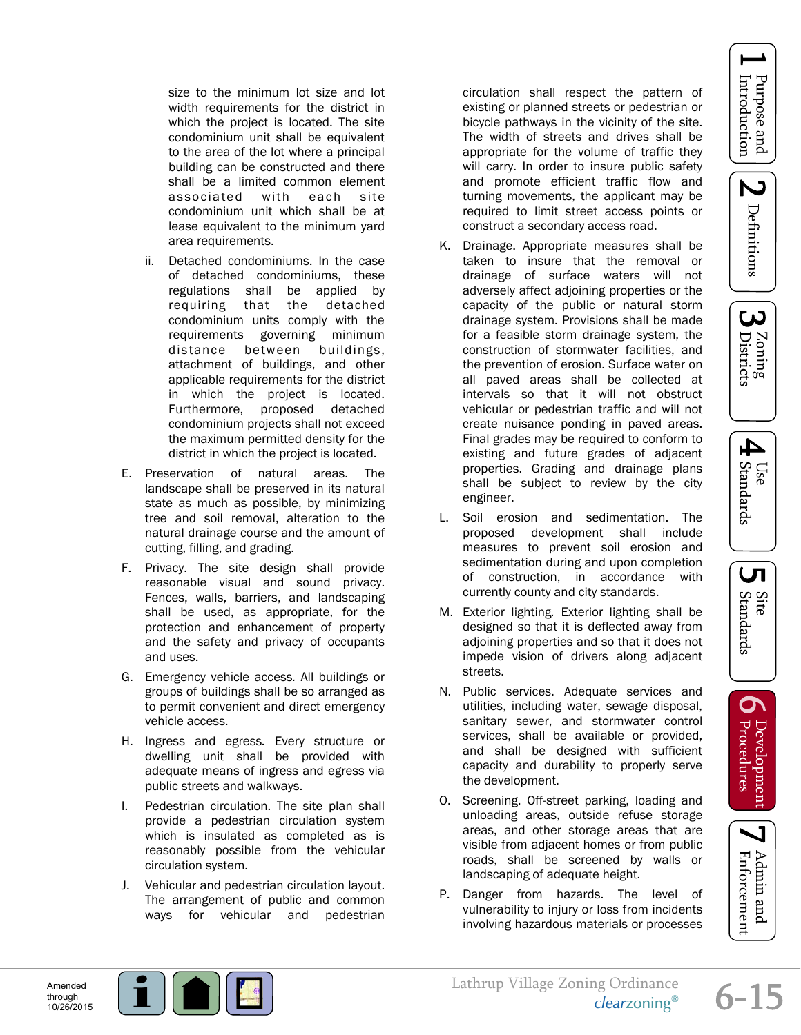size to the minimum lot size and lot width requirements for the district in which the project is located. The site condominium unit shall be equivalent to the area of the lot where a principal building can be constructed and there shall be a limited common element associated with each site condominium unit which shall be at lease equivalent to the minimum yard area requirements.

ii. Detached condominiums. In the case of detached condominiums, these regulations shall be applied by requiring that the detached condominium units comply with the requirements governing minimum distance between buildings, attachment of buildings, and other applicable requirements for the district in which the project is located. Furthermore, proposed detached condominium projects shall not exceed the maximum permitted density for the district in which the project is located.

E. Preservation of natural areas. The landscape shall be preserved in its natural state as much as possible, by minimizing tree and soil removal, alteration to the natural drainage course and the amount of cutting, filling, and grading.

F. Privacy. The site design shall provide reasonable visual and sound privacy. Fences, walls, barriers, and landscaping shall be used, as appropriate, for the protection and enhancement of property and the safety and privacy of occupants and uses.

G. Emergency vehicle access. All buildings or groups of buildings shall be so arranged as to permit convenient and direct emergency vehicle access.

H. Ingress and egress. Every structure or dwelling unit shall be provided with adequate means of ingress and egress via public streets and walkways.

I. Pedestrian circulation. The site plan shall provide a pedestrian circulation system which is insulated as completed as is reasonably possible from the vehicular circulation system.

J. Vehicular and pedestrian circulation layout. The arrangement of public and common ways for vehicular and pedestrian circulation shall respect the pattern of existing or planned streets or pedestrian or bicycle pathways in the vicinity of the site. The width of streets and drives shall be appropriate for the volume of traffic they will carry. In order to insure public safety and promote efficient traffic flow and turning movements, the applicant may be required to limit street access points or construct a secondary access road.

K. Drainage. Appropriate measures shall be taken to insure that the removal or drainage of surface waters will not adversely affect adjoining properties or the capacity of the public or natural storm drainage system. Provisions shall be made for a feasible storm drainage system, the construction of stormwater facilities, and the prevention of erosion. Surface water on all paved areas shall be collected at intervals so that it will not obstruct vehicular or pedestrian traffic and will not create nuisance ponding in paved areas. Final grades may be required to conform to existing and future grades of adjacent properties. Grading and drainage plans shall be subject to review by the city engineer.

L. Soil erosion and sedimentation. The proposed development shall include measures to prevent soil erosion and sedimentation during and upon completion of construction, in accordance with currently county and city standards.

M. Exterior lighting. Exterior lighting shall be designed so that it is deflected away from adjoining properties and so that it does not impede vision of drivers along adjacent streets.

N. Public services. Adequate services and utilities, including water, sewage disposal, sanitary sewer, and stormwater control services, shall be available or provided, and shall be designed with sufficient capacity and durability to properly serve the development.

O. Screening. Off-street parking, loading and unloading areas, outside refuse storage areas, and other storage areas that are visible from adjacent homes or from public roads, shall be screened by walls or landscaping of adequate height.

P. Danger from hazards. The level of vulnerability to injury or loss from incidents involving hazardous materials or processes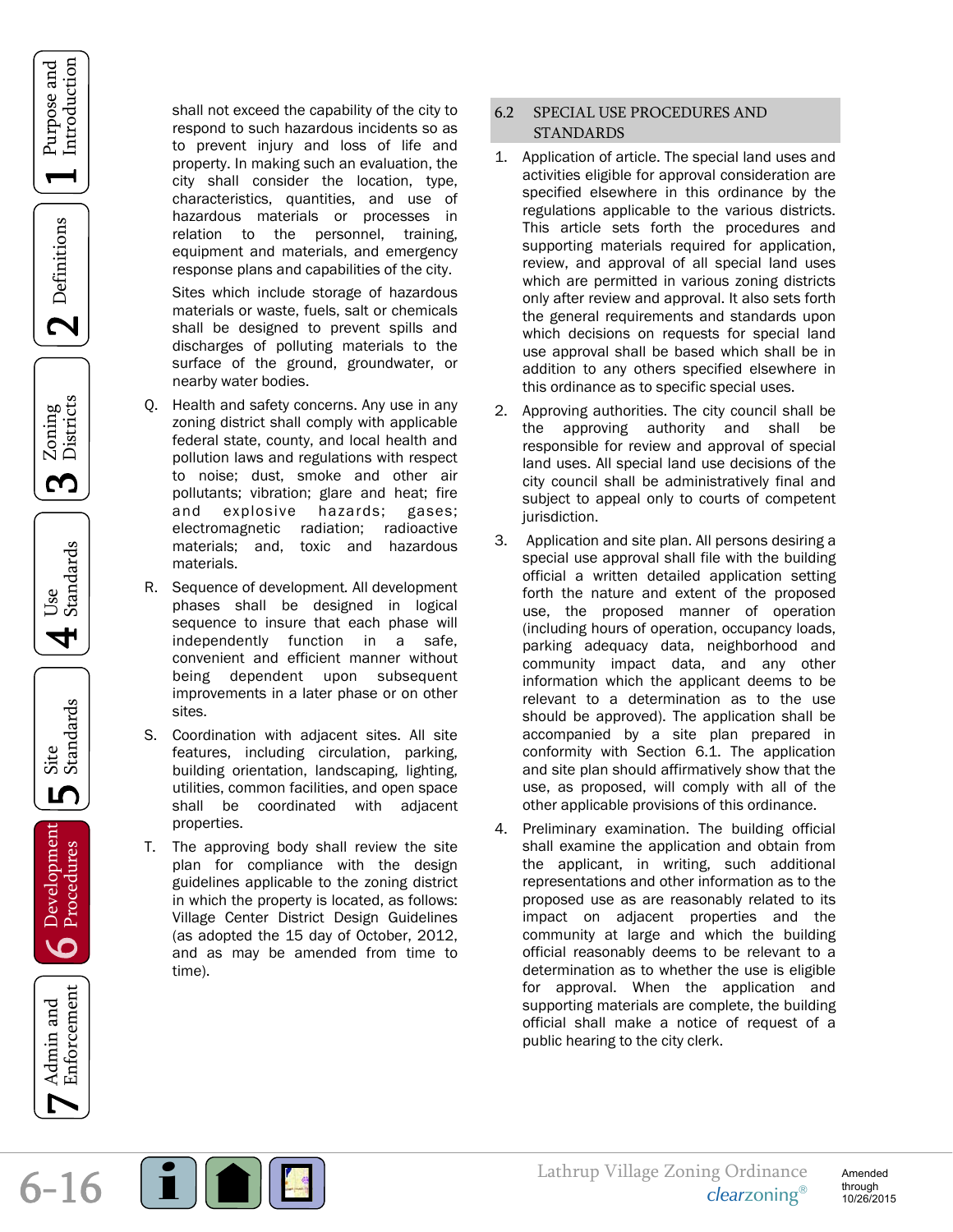shall not exceed the capability of the city to respond to such hazardous incidents so as to prevent injury and loss of life and property. In making such an evaluation, the city shall consider the location, type, characteristics, quantities, and use of hazardous materials or processes in relation to the personnel, training, equipment and materials, and emergency response plans and capabilities of the city.

Sites which include storage of hazardous materials or waste, fuels, salt or chemicals shall be designed to prevent spills and discharges of polluting materials to the surface of the ground, groundwater, or nearby water bodies.

Q. Health and safety concerns. Any use in any zoning district shall comply with applicable federal state, county, and local health and pollution laws and regulations with respect to noise; dust, smoke and other air pollutants; vibration; glare and heat; fire and explosive hazards; gases; electromagnetic radiation; radioactive materials; and, toxic and hazardous materials.

R. Sequence of development. All development phases shall be designed in logical sequence to insure that each phase will independently function in a safe, convenient and efficient manner without being dependent upon subsequent improvements in a later phase or on other sites.

S. Coordination with adjacent sites. All site features, including circulation, parking, building orientation, landscaping, lighting, utilities, common facilities, and open space shall be coordinated with adjacent properties.

T. The approving body shall review the site plan for compliance with the design guidelines applicable to the zoning district in which the property is located, as follows: Village Center District Design Guidelines (as adopted the 15 day of October, 2012, and as may be amended from time to time).

## 6.2 SPECIAL USE PROCEDURES AND STANDARDS

1. Application of article. The special land uses and activities eligible for approval consideration are specified elsewhere in this ordinance by the regulations applicable to the various districts. This article sets forth the procedures and supporting materials required for application, review, and approval of all special land uses which are permitted in various zoning districts only after review and approval. It also sets forth the general requirements and standards upon which decisions on requests for special land use approval shall be based which shall be in addition to any others specified elsewhere in this ordinance as to specific special uses.

2. Approving authorities. The city council shall be the approving authority and shall be responsible for review and approval of special land uses. All special land use decisions of the city council shall be administratively final and subject to appeal only to courts of competent jurisdiction.

3. Application and site plan. All persons desiring a special use approval shall file with the building official a written detailed application setting forth the nature and extent of the proposed use, the proposed manner of operation (including hours of operation, occupancy loads, parking adequacy data, neighborhood and community impact data, and any other information which the applicant deems to be relevant to a determination as to the use should be approved). The application shall be accompanied by a site plan prepared in conformity with Section 6.1. The application and site plan should affirmatively show that the use, as proposed, will comply with all of the other applicable provisions of this ordinance.

4. Preliminary examination. The building official shall examine the application and obtain from the applicant, in writing, such additional representations and other information as to the proposed use as are reasonably related to its impact on adjacent properties and the community at large and which the building official reasonably deems to be relevant to a determination as to whether the use is eligible for approval. When the application and supporting materials are complete, the building official shall make a notice of request of a public hearing to the city clerk.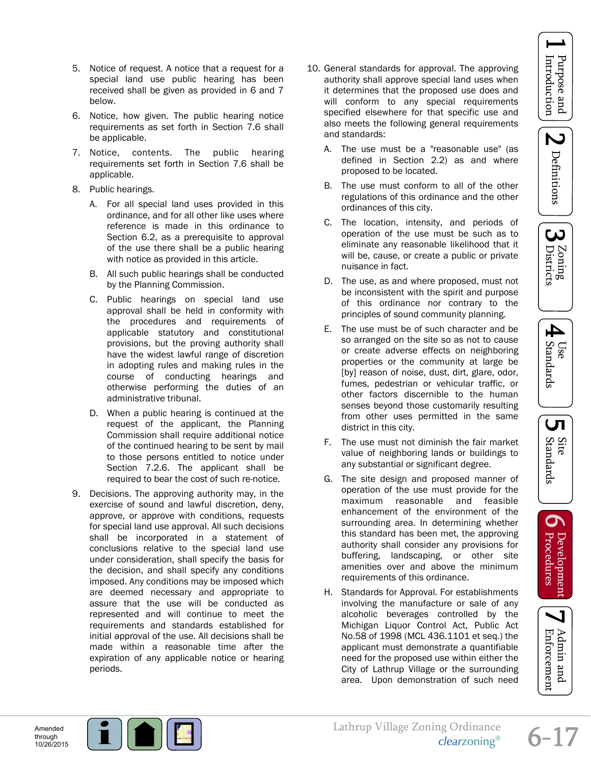5. Notice of request. A notice that a request for a special land use public hearing has been received shall be given as provided in 6 and 7 below.

6. Notice, how given. The public hearing notice requirements as set forth in Section 7.6 shall be applicable.

7. Notice, contents. The public hearing requirements set forth in Section 7.6 shall be applicable.

8. Public hearings.

   A. For all special land uses provided in this ordinance, and for all other like uses where reference is made in this ordinance to Section 6.2, as a prerequisite to approval of the use there shall be a public hearing with notice as provided in this article.

   B. All such public hearings shall be conducted by the Planning Commission.

   C. Public hearings on special land use approval shall be held in conformity with the procedures and requirements of applicable statutory and constitutional provisions, but the proving authority shall have the widest lawful range of discretion in adopting rules and making rules in the course of conducting hearings and otherwise performing the duties of an administrative tribunal.

   D. When a public hearing is continued at the request of the applicant, the Planning Commission shall require additional notice of the continued hearing to be sent by mail to those persons entitled to notice under Section 7.2.6. The applicant shall be required to bear the cost of such re-notice.

9. Decisions. The approving authority may, in the exercise of sound and lawful discretion, deny, approve, or approve with conditions, requests for special land use approval. All such decisions shall be incorporated in a statement of conclusions relative to the special land use under consideration, shall specify the basis for the decision, and shall specify any conditions imposed. Any conditions may be imposed which are deemed necessary and appropriate to assure that the use will be conducted as represented and will continue to meet the requirements and standards established for initial approval of the use. All decisions shall be made within a reasonable time after the expiration of any applicable notice or hearing periods.

10. General standards for approval. The approving authority shall approve special land uses when it determines that the proposed use does and will conform to any special requirements specified elsewhere for that specific use and also meets the following general requirements and standards:

    A. The use must be a "reasonable use" (as defined in Section 2.2) as and where proposed to be located.

    B. The use must conform to all of the other regulations of this ordinance and the other ordinances of this city.

    C. The location, intensity, and periods of operation of the use must be such as to eliminate any reasonable likelihood that it will be, cause, or create a public or private nuisance in fact.

    D. The use, as and where proposed, must not be inconsistent with the spirit and purpose of this ordinance nor contrary to the principles of sound community planning.

    E. The use must be of such character and be so arranged on the site so as not to cause or create adverse effects on neighboring properties or the community at large be [by] reason of noise, dust, dirt, glare, odor, fumes, pedestrian or vehicular traffic, or other factors discernible to the human senses beyond those customarily resulting from other uses permitted in the same district in this city.

    F. The use must not diminish the fair market value of neighboring lands or buildings to any substantial or significant degree.

    G. The site design and proposed manner of operation of the use must provide for the maximum reasonable and feasible enhancement of the environment of the surrounding area. In determining whether this standard has been met, the approving authority shall consider any provisions for buffering, landscaping, or other site amenities over and above the minimum requirements of this ordinance.

    H. Standards for Approval. For establishments involving the manufacture or sale of any alcoholic beverages controlled by the Michigan Liquor Control Act, Public Act No.58 of 1998 (MCL 436.1101 et seq.) the applicant must demonstrate a quantifiable need for the proposed use within either the City of Lathrup Village or the surrounding area. Upon demonstration of such need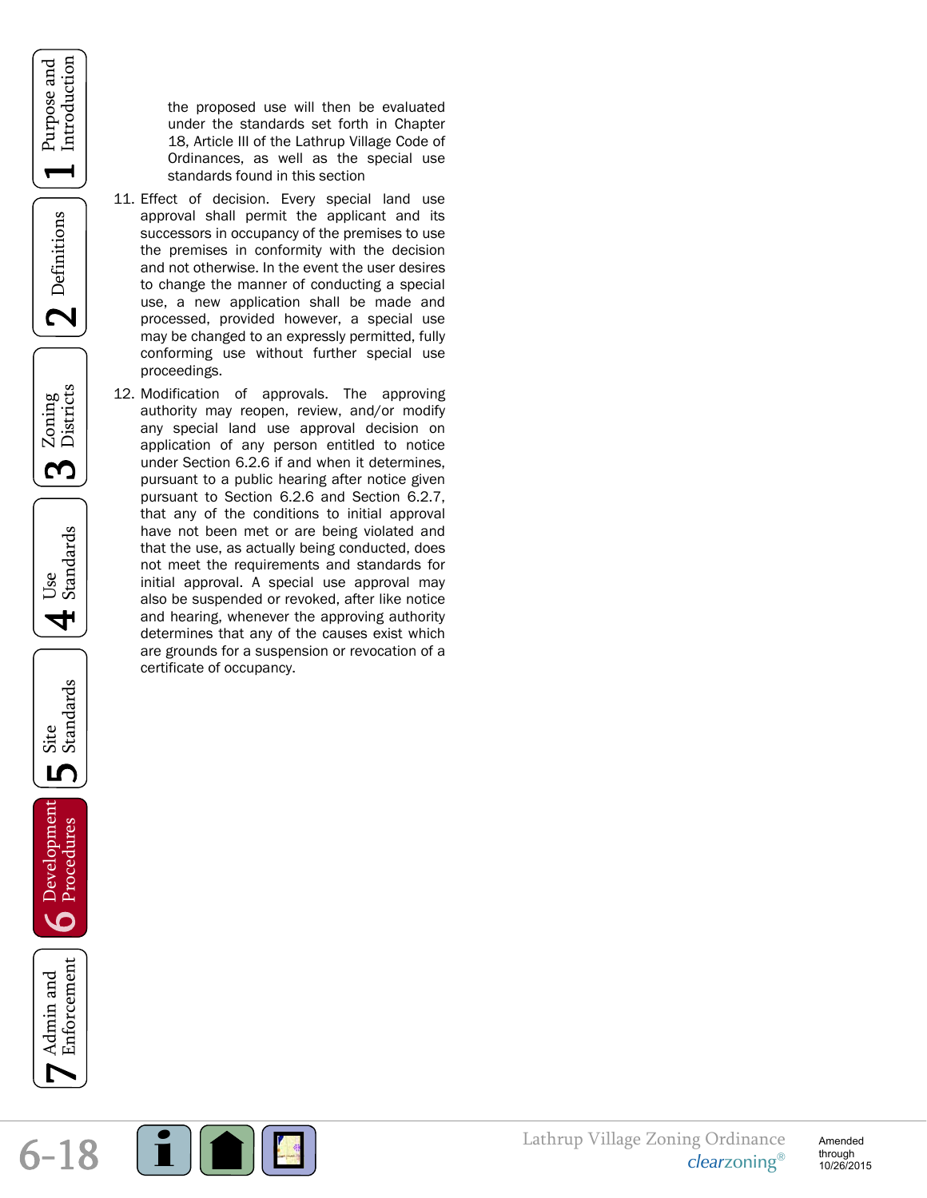the proposed use will then be evaluated under the standards set forth in Chapter 18, Article III of the Lathrup Village Code of Ordinances, as well as the special use standards found in this section

11. Effect of decision. Every special land use approval shall permit the applicant and its successors in occupancy of the premises to use the premises in conformity with the decision and not otherwise. In the event the user desires to change the manner of conducting a special use, a new application shall be made and processed, provided however, a special use may be changed to an expressly permitted, fully conforming use without further special use proceedings.
12. Modification of approvals. The approving authority may reopen, review, and/or modify any special land use approval decision on application of any person entitled to notice under Section 6.2.6 if and when it determines, pursuant to a public hearing after notice given pursuant to Section 6.2.6 and Section 6.2.7, that any of the conditions to initial approval have not been met or are being violated and that the use, as actually being conducted, does not meet the requirements and standards for initial approval. A special use approval may also be suspended or revoked, after like notice and hearing, whenever the approving authority determines that any of the causes exist which are grounds for a suspension or revocation of a certificate of occupancy.